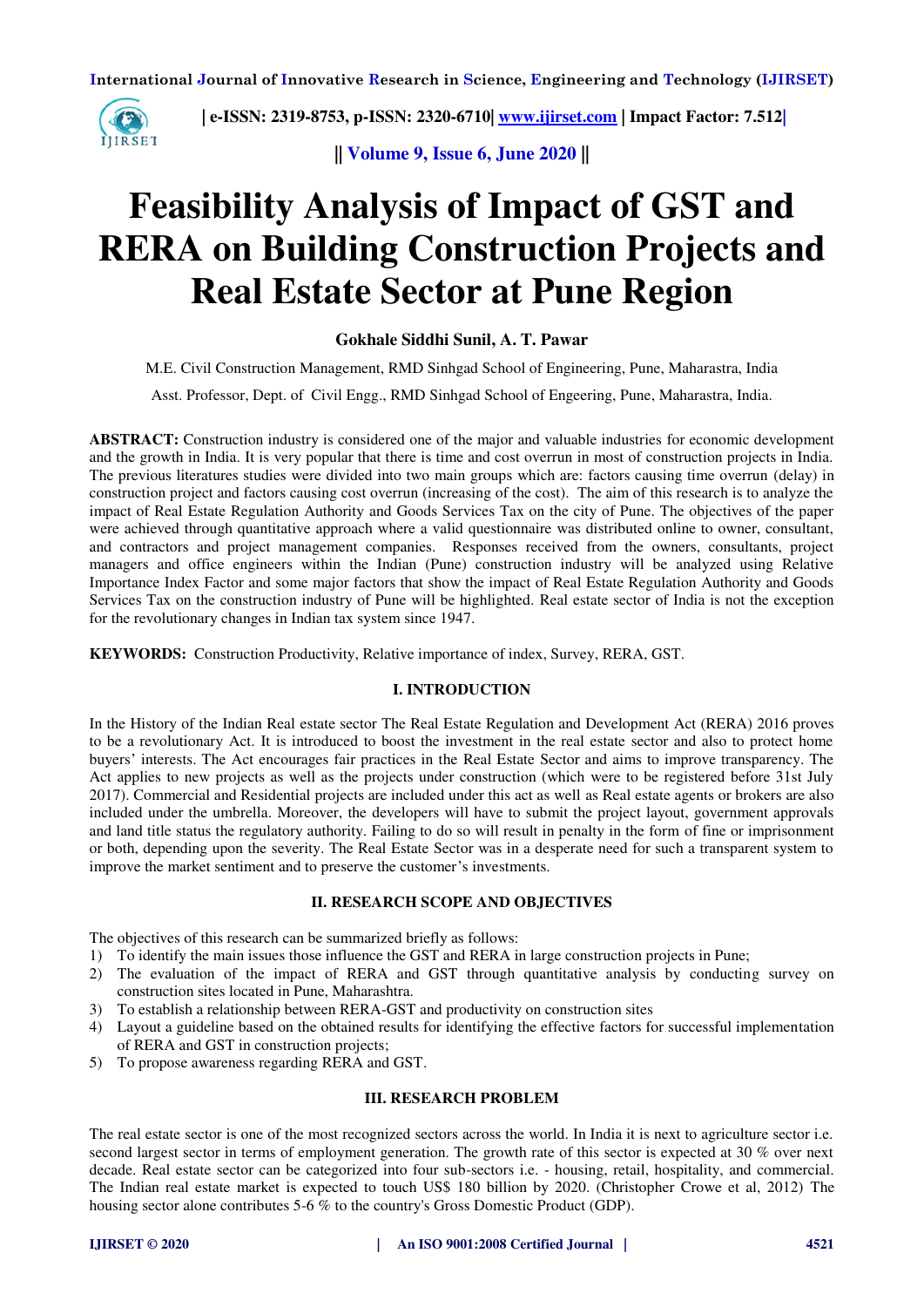# Feasibility Analysis of Impact of GST and RERA on Building Construction Projects and Real Estate Sector at Pune Region

**Gokhale Siddhi Sunil, A. T. Pawar**

M.E. Civil Construction Management, RMD Sinhgad School of Engineering, Pune, Maharastra, India

Asst. Professor, Dept. of Civil Engg., RMD Sinhgad School of Engeering, Pune, Maharastra, India.

**ABSTRACT:** Construction industry is considered one of the major and valuable industries for economic development and the growth in India. It is very popular that there is time and cost overrun in most of construction projects in India. The previous literatures studies were divided into two main groups which are: factors causing time overrun (delay) in construction project and factors causing cost overrun (increasing of the cost). The aim of this research is to analyze the impact of Real Estate Regulation Authority and Goods Services Tax on the city of Pune. The objectives of the paper were achieved through quantitative approach where a valid questionnaire was distributed online to owner, consultant, and contractors and project management companies. Responses received from the owners, consultants, project managers and office engineers within the Indian (Pune) construction industry will be analyzed using Relative Importance Index Factor and some major factors that show the impact of Real Estate Regulation Authority and Goods Services Tax on the construction industry of Pune will be highlighted. Real estate sector of India is not the exception for the revolutionary changes in Indian tax system since 1947.

**KEYWORDS:** Construction Productivity, Relative importance of index, Survey, RERA, GST.

## I. INTRODUCTION

In the History of the Indian Real estate sector The Real Estate Regulation and Development Act (RERA) 2016 proves to be a revolutionary Act. It is introduced to boost the investment in the real estate sector and also to protect home buyers' interests. The Act encourages fair practices in the Real Estate Sector and aims to improve transparency. The Act applies to new projects as well as the projects under construction (which were to be registered before 31st July 2017). Commercial and Residential projects are included under this act as well as Real estate agents or brokers are also included under the umbrella. Moreover, the developers will have to submit the project layout, government approvals and land title status the regulatory authority. Failing to do so will result in penalty in the form of fine or imprisonment or both, depending upon the severity. The Real Estate Sector was in a desperate need for such a transparent system to improve the market sentiment and to preserve the customer's investments.

## II. RESEARCH SCOPE AND OBJECTIVES

The objectives of this research can be summarized briefly as follows:

1) To identify the main issues those influence the GST and RERA in large construction projects in Pune;
2) The evaluation of the impact of RERA and GST through quantitative analysis by conducting survey on construction sites located in Pune, Maharashtra.
3) To establish a relationship between RERA-GST and productivity on construction sites
4) Layout a guideline based on the obtained results for identifying the effective factors for successful implementation of RERA and GST in construction projects;
5) To propose awareness regarding RERA and GST.

## III. RESEARCH PROBLEM

The real estate sector is one of the most recognized sectors across the world. In India it is next to agriculture sector i.e. second largest sector in terms of employment generation. The growth rate of this sector is expected at 30 % over next decade. Real estate sector can be categorized into four sub-sectors i.e. - housing, retail, hospitality, and commercial. The Indian real estate market is expected to touch US$ 180 billion by 2020. (Christopher Crowe et al, 2012) The housing sector alone contributes 5-6 % to the country's Gross Domestic Product (GDP).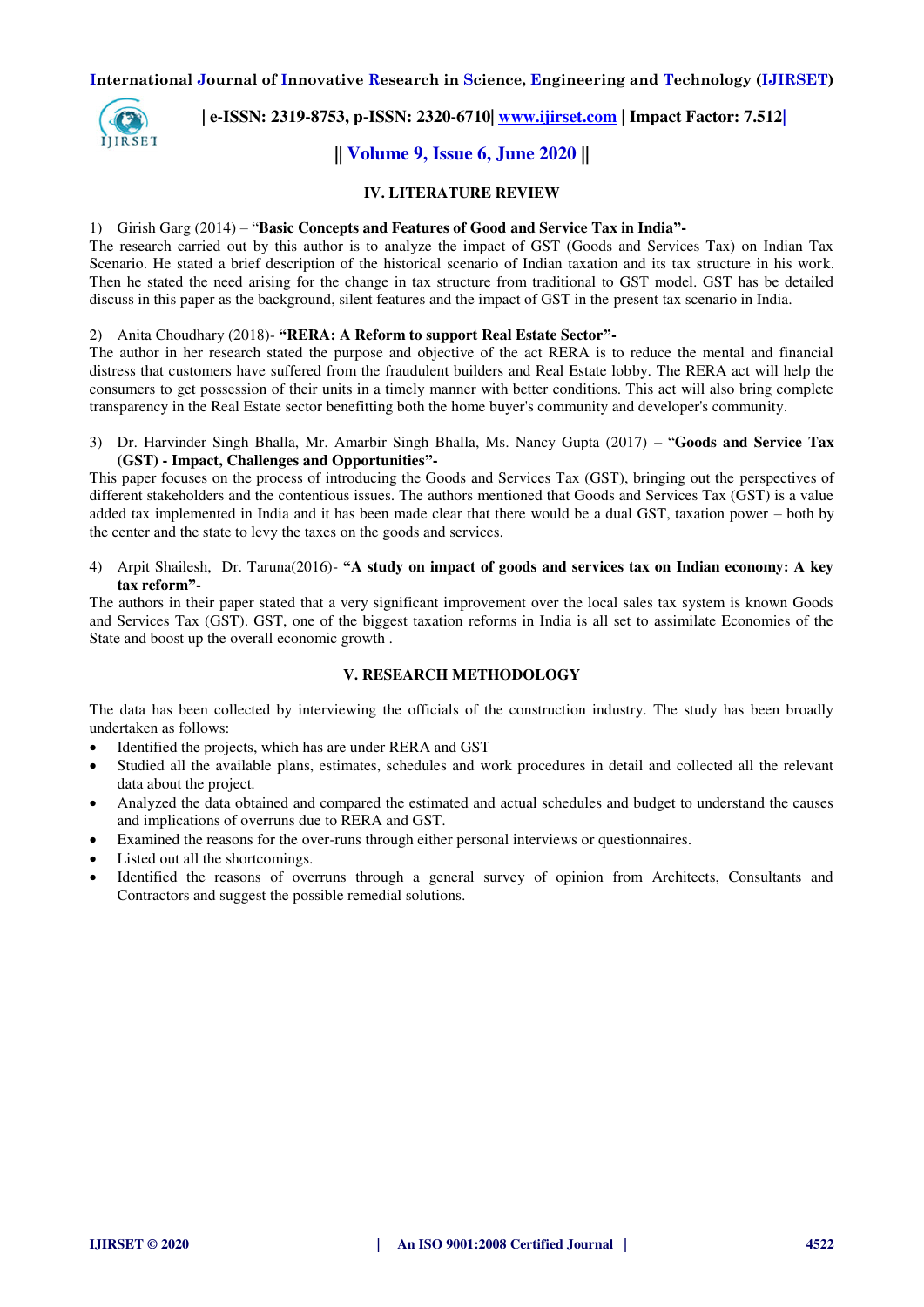## IV. LITERATURE REVIEW

1) Girish Garg (2014) – "**Basic Concepts and Features of Good and Service Tax in India"-**
The research carried out by this author is to analyze the impact of GST (Goods and Services Tax) on Indian Tax Scenario. He stated a brief description of the historical scenario of Indian taxation and its tax structure in his work. Then he stated the need arising for the change in tax structure from traditional to GST model. GST has be detailed discuss in this paper as the background, silent features and the impact of GST in the present tax scenario in India.

2) Anita Choudhary (2018)- **"RERA: A Reform to support Real Estate Sector"-**
The author in her research stated the purpose and objective of the act RERA is to reduce the mental and financial distress that customers have suffered from the fraudulent builders and Real Estate lobby. The RERA act will help the consumers to get possession of their units in a timely manner with better conditions. This act will also bring complete transparency in the Real Estate sector benefitting both the home buyer's community and developer's community.

3) Dr. Harvinder Singh Bhalla, Mr. Amarbir Singh Bhalla, Ms. Nancy Gupta (2017) – "**Goods and Service Tax (GST) - Impact, Challenges and Opportunities"-**
This paper focuses on the process of introducing the Goods and Services Tax (GST), bringing out the perspectives of different stakeholders and the contentious issues. The authors mentioned that Goods and Services Tax (GST) is a value added tax implemented in India and it has been made clear that there would be a dual GST, taxation power – both by the center and the state to levy the taxes on the goods and services.

4) Arpit Shailesh, Dr. Taruna(2016)- **"A study on impact of goods and services tax on Indian economy: A key tax reform"-**
The authors in their paper stated that a very significant improvement over the local sales tax system is known Goods and Services Tax (GST). GST, one of the biggest taxation reforms in India is all set to assimilate Economies of the State and boost up the overall economic growth .

## V. RESEARCH METHODOLOGY

The data has been collected by interviewing the officials of the construction industry. The study has been broadly undertaken as follows:

- Identified the projects, which has are under RERA and GST
- Studied all the available plans, estimates, schedules and work procedures in detail and collected all the relevant data about the project.
- Analyzed the data obtained and compared the estimated and actual schedules and budget to understand the causes and implications of overruns due to RERA and GST.
- Examined the reasons for the over-runs through either personal interviews or questionnaires.
- Listed out all the shortcomings.
- Identified the reasons of overruns through a general survey of opinion from Architects, Consultants and Contractors and suggest the possible remedial solutions.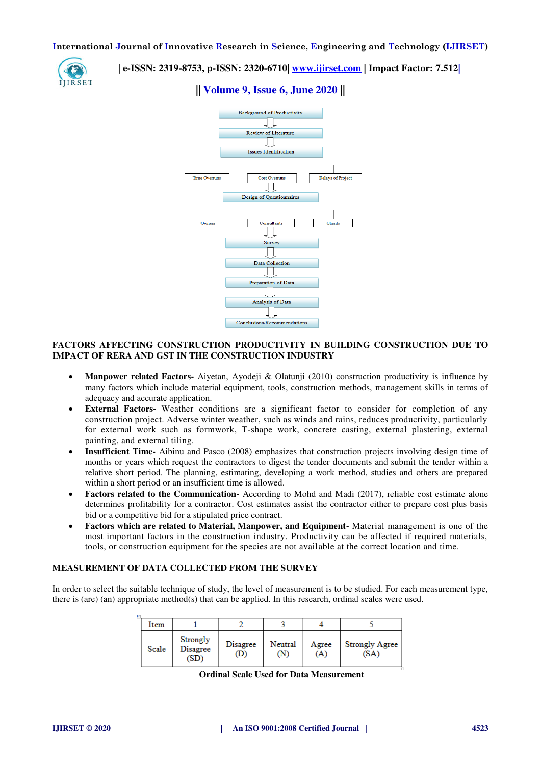Background of Productivity

Review of Literature

Issues Identification

Time Overruns | Cost Overruns | Delays of Project

Design of Questionnaires

Owners | Consultants | Clients

Survey

Data Collection

Preparation of Data

Analysis of Data

Conclusions/Recommendations

## FACTORS AFFECTING CONSTRUCTION PRODUCTIVITY IN BUILDING CONSTRUCTION DUE TO IMPACT OF RERA AND GST IN THE CONSTRUCTION INDUSTRY

- **Manpower related Factors-** Aiyetan, Ayodeji & Olatunji (2010) construction productivity is influence by many factors which include material equipment, tools, construction methods, management skills in terms of adequacy and accurate application.
- **External Factors-** Weather conditions are a significant factor to consider for completion of any construction project. Adverse winter weather, such as winds and rains, reduces productivity, particularly for external work such as formwork, T-shape work, concrete casting, external plastering, external painting, and external tiling.
- **Insufficient Time-** Aibinu and Pasco (2008) emphasizes that construction projects involving design time of months or years which request the contractors to digest the tender documents and submit the tender within a relative short period. The planning, estimating, developing a work method, studies and others are prepared within a short period or an insufficient time is allowed.
- **Factors related to the Communication-** According to Mohd and Madi (2017), reliable cost estimate alone determines profitability for a contractor. Cost estimates assist the contractor either to prepare cost plus basis bid or a competitive bid for a stipulated price contract.
- **Factors which are related to Material, Manpower, and Equipment-** Material management is one of the most important factors in the construction industry. Productivity can be affected if required materials, tools, or construction equipment for the species are not available at the correct location and time.

## MEASUREMENT OF DATA COLLECTED FROM THE SURVEY

In order to select the suitable technique of study, the level of measurement is to be studied. For each measurement type, there is (are) (an) appropriate method(s) that can be applied. In this research, ordinal scales were used.

| Item | 1 | 2 | 3 | 4 | 5 |
|---|---|---|---|---|---|
| Scale | Strongly Disagree (SD) | Disagree (D) | Neutral (N) | Agree (A) | Strongly Agree (SA) |

**Ordinal Scale Used for Data Measurement**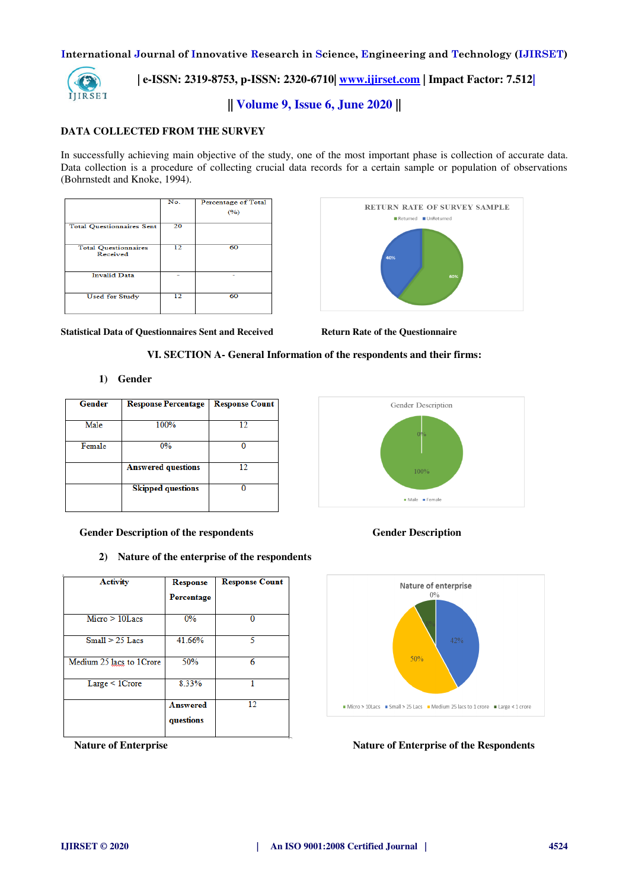**DATA COLLECTED FROM THE SURVEY**

In successfully achieving main objective of the study, one of the most important phase is collection of accurate data. Data collection is a procedure of collecting crucial data records for a certain sample or population of observations (Bohrnstedt and Knoke, 1994).

| | No. | Percentage of Total (%) |
|---|---|---|
| Total Questionnaires Sent | 20 | |
| Total Questionnaires Received | 12 | 60 |
| Invalid Data | - | - |
| Used for Study | 12 | 60 |

**Statistical Data of Questionnaires Sent and Received**

**Return Rate of the Questionnaire**

### VI. SECTION A- General Information of the respondents and their firms:

#### 1) Gender

| Gender | Response Percentage | Response Count |
|---|---|---|
| Male | 100% | 12 |
| Female | 0% | 0 |
| | **Answered questions** | 12 |
| | **Skipped questions** | 0 |

**Gender Description of the respondents**

**Gender Description**

#### 2) Nature of the enterprise of the respondents

| Activity | Response Percentage | Response Count |
|---|---|---|
| Micro > 10Lacs | 0% | 0 |
| Small > 25 Lacs | 41.66% | 5 |
| Medium 25 lacs to 1Crore | 50% | 6 |
| Large < 1Crore | 8.33% | 1 |
| | **Answered questions** | 12 |

**Nature of Enterprise**

**Nature of Enterprise of the Respondents**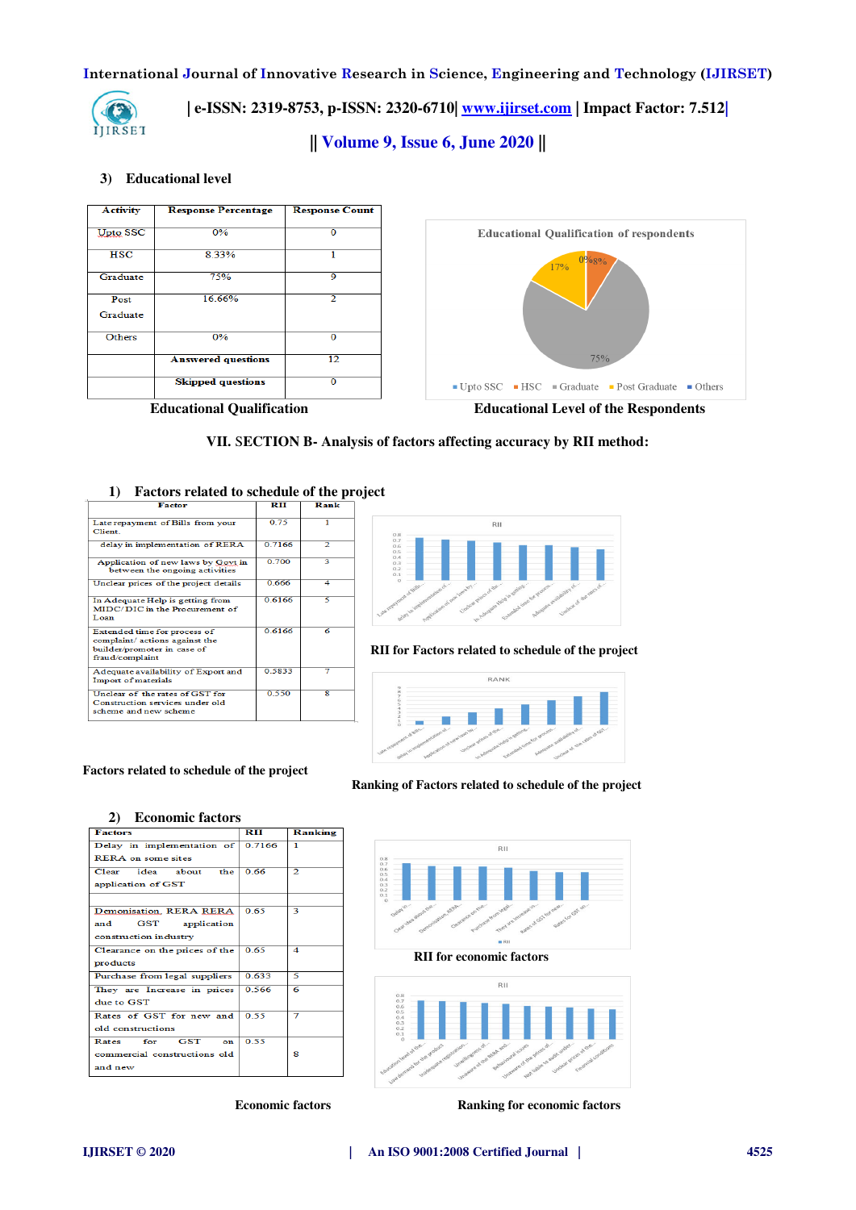### 3) Educational level

| Activity | Response Percentage | Response Count |
|---|---|---|
| Upto SSC | 0% | 0 |
| HSC | 8.33% | 1 |
| Graduate | 75% | 9 |
| Post Graduate | 16.66% | 2 |
| Others | 0% | 0 |
| | Answered questions | 12 |
| | Skipped questions | 0 |

Educational Qualification

Educational Level of the Respondents

## VII. SECTION B- Analysis of factors affecting accuracy by RII method:

### 1) Factors related to schedule of the project

| Factor | RII | Rank |
|---|---|---|
| Late repayment of Bills from your Client. | 0.75 | 1 |
| delay in implementation of RERA | 0.7166 | 2 |
| Application of new laws by Govt in between the ongoing activities | 0.700 | 3 |
| Unclear prices of the project details | 0.666 | 4 |
| In Adequate Help is getting from MIDC/DIC in the Procurement of Loan | 0.6166 | 5 |
| Extended time for process of complaint/ actions against the builder/promoter in case of fraud/complaint | 0.6166 | 6 |
| Adequate availability of Export and Import of materials | 0.5833 | 7 |
| Unclear of the rates of GST for Construction services under old scheme and new scheme | 0.550 | 8 |

Factors related to schedule of the project

RII for Factors related to schedule of the project

Ranking of Factors related to schedule of the project

### 2) Economic factors

| Factors | RII | Ranking |
|---|---|---|
| Delay in implementation of RERA on some sites | 0.7166 | 1 |
| Clear idea about the application of GST | 0.66 | 2 |
| Demonisation, RERA RERA and GST application construction industry | 0.65 | 3 |
| Clearance on the prices of the products | 0.65 | 4 |
| Purchase from legal suppliers | 0.633 | 5 |
| They are Increase in prices due to GST | 0.566 | 6 |
| Rates of GST for new and old constructions | 0.55 | 7 |
| Rates for GST on commercial constructions old and new | 0.55 | 8 |

Economic factors

RII for economic factors

Ranking for economic factors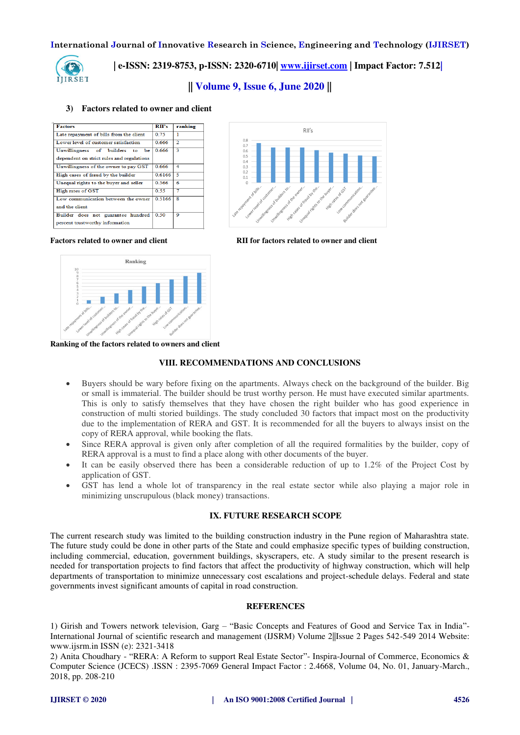3) **Factors related to owner and client**

| Factors | RII's | ranking |
|---|---|---|
| Late repayment of bills from the client | 0.75 | 1 |
| Lower level of customer satisfaction | 0.666 | 2 |
| Unwillingness of builders to be dependent on strict rules and regulations | 0.666 | 3 |
| Unwillingness of the owner to pay GST | 0.666 | 4 |
| High cases of fraud by the builder | 0.6166 | 5 |
| Unequal rights to the buyer and seller | 0.566 | 6 |
| High rates of GST | 0.55 | 7 |
| Low communication between the owner and the client | 0.5166 | 8 |
| Builder does not guarantee hundred percent trustworthy information | 0.50 | 9 |

**Factors related to owner and client**

**RII for factors related to owner and client**

**Ranking of the factors related to owners and client**

## VIII. RECOMMENDATIONS AND CONCLUSIONS

- Buyers should be wary before fixing on the apartments. Always check on the background of the builder. Big or small is immaterial. The builder should be trust worthy person. He must have executed similar apartments. This is only to satisfy themselves that they have chosen the right builder who has good experience in construction of multi storied buildings. The study concluded 30 factors that impact most on the productivity due to the implementation of RERA and GST. It is recommended for all the buyers to always insist on the copy of RERA approval, while booking the flats.
- Since RERA approval is given only after completion of all the required formalities by the builder, copy of RERA approval is a must to find a place along with other documents of the buyer.
- It can be easily observed there has been a considerable reduction of up to 1.2% of the Project Cost by application of GST.
- GST has lend a whole lot of transparency in the real estate sector while also playing a major role in minimizing unscrupulous (black money) transactions.

## IX. FUTURE RESEARCH SCOPE

The current research study was limited to the building construction industry in the Pune region of Maharashtra state. The future study could be done in other parts of the State and could emphasize specific types of building construction, including commercial, education, government buildings, skyscrapers, etc. A study similar to the present research is needed for transportation projects to find factors that affect the productivity of highway construction, which will help departments of transportation to minimize unnecessary cost escalations and project-schedule delays. Federal and state governments invest significant amounts of capital in road construction.

## REFERENCES

1) Girish and Towers network television, Garg – "Basic Concepts and Features of Good and Service Tax in India"- International Journal of scientific research and management (IJSRM) Volume 2||Issue 2 Pages 542-549 2014 Website: www.ijsrm.in ISSN (e): 2321-3418

2) Anita Choudhary - "RERA: A Reform to support Real Estate Sector"- Inspira-Journal of Commerce, Economics & Computer Science (JCECS) .ISSN : 2395-7069 General Impact Factor : 2.4668, Volume 04, No. 01, January-March., 2018, pp. 208-210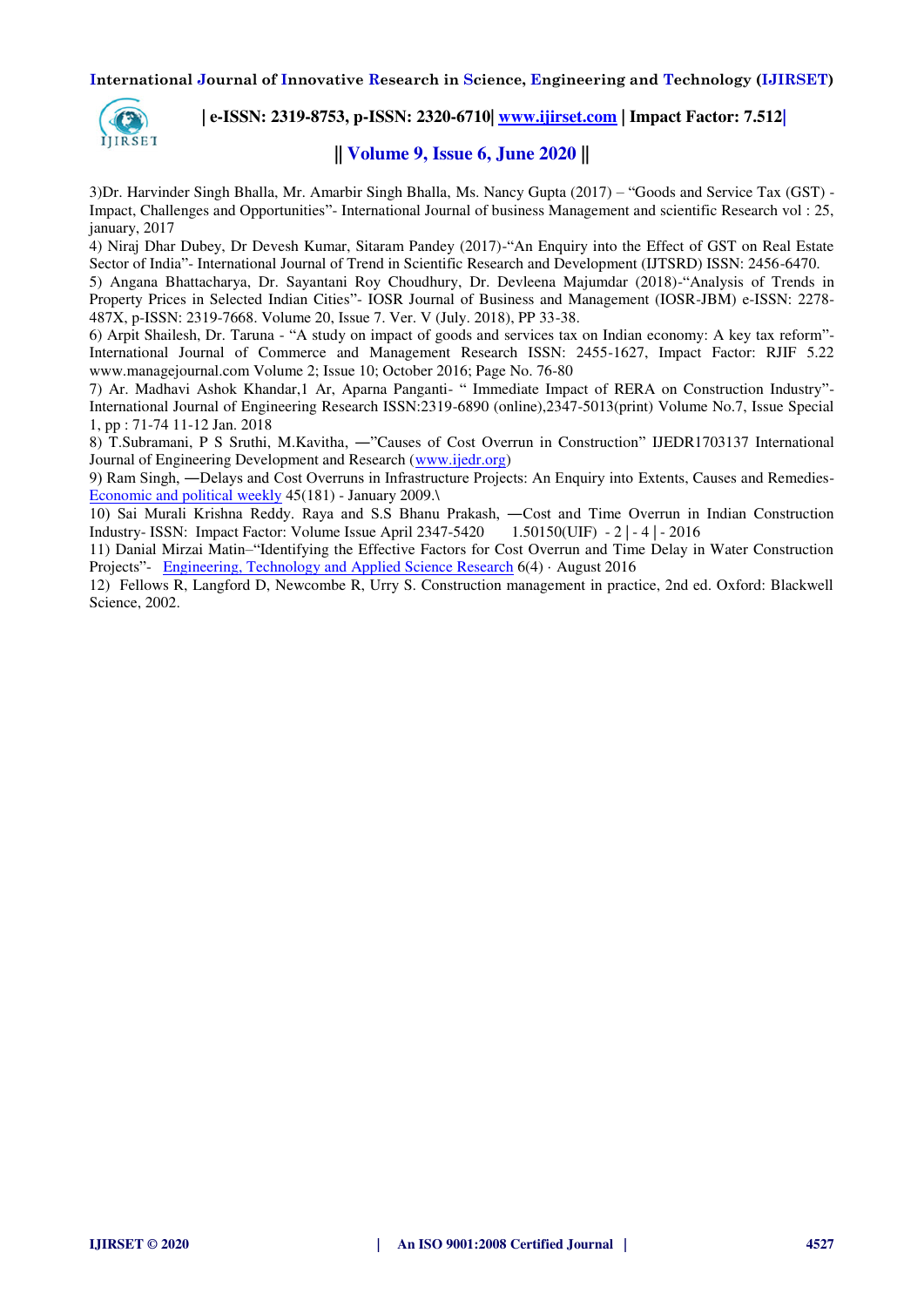3)Dr. Harvinder Singh Bhalla, Mr. Amarbir Singh Bhalla, Ms. Nancy Gupta (2017) – "Goods and Service Tax (GST) - Impact, Challenges and Opportunities"- International Journal of business Management and scientific Research vol : 25, january, 2017

4) Niraj Dhar Dubey, Dr Devesh Kumar, Sitaram Pandey (2017)-"An Enquiry into the Effect of GST on Real Estate Sector of India"- International Journal of Trend in Scientific Research and Development (IJTSRD) ISSN: 2456-6470.

5) Angana Bhattacharya, Dr. Sayantani Roy Choudhury, Dr. Devleena Majumdar (2018)-"Analysis of Trends in Property Prices in Selected Indian Cities"- IOSR Journal of Business and Management (IOSR-JBM) e-ISSN: 2278-487X, p-ISSN: 2319-7668. Volume 20, Issue 7. Ver. V (July. 2018), PP 33-38.

6) Arpit Shailesh, Dr. Taruna - "A study on impact of goods and services tax on Indian economy: A key tax reform"- International Journal of Commerce and Management Research ISSN: 2455-1627, Impact Factor: RJIF 5.22 www.managejournal.com Volume 2; Issue 10; October 2016; Page No. 76-80

7) Ar. Madhavi Ashok Khandar,1 Ar, Aparna Panganti- " Immediate Impact of RERA on Construction Industry"- International Journal of Engineering Research ISSN:2319-6890 (online),2347-5013(print) Volume No.7, Issue Special 1, pp : 71-74 11-12 Jan. 2018

8) T.Subramani, P S Sruthi, M.Kavitha, ―"Causes of Cost Overrun in Construction" IJEDR1703137 International Journal of Engineering Development and Research (www.ijedr.org)

9) Ram Singh, ―Delays and Cost Overruns in Infrastructure Projects: An Enquiry into Extents, Causes and Remedies- Economic and political weekly 45(181) - January 2009.\

10) Sai Murali Krishna Reddy. Raya and S.S Bhanu Prakash, ―Cost and Time Overrun in Indian Construction Industry- ISSN: Impact Factor: Volume Issue April 2347-5420 1.50150(UIF) - 2 | - 4 | - 2016

11) Danial Mirzai Matin–"Identifying the Effective Factors for Cost Overrun and Time Delay in Water Construction Projects"- Engineering, Technology and Applied Science Research 6(4) · August 2016

12) Fellows R, Langford D, Newcombe R, Urry S. Construction management in practice, 2nd ed. Oxford: Blackwell Science, 2002.